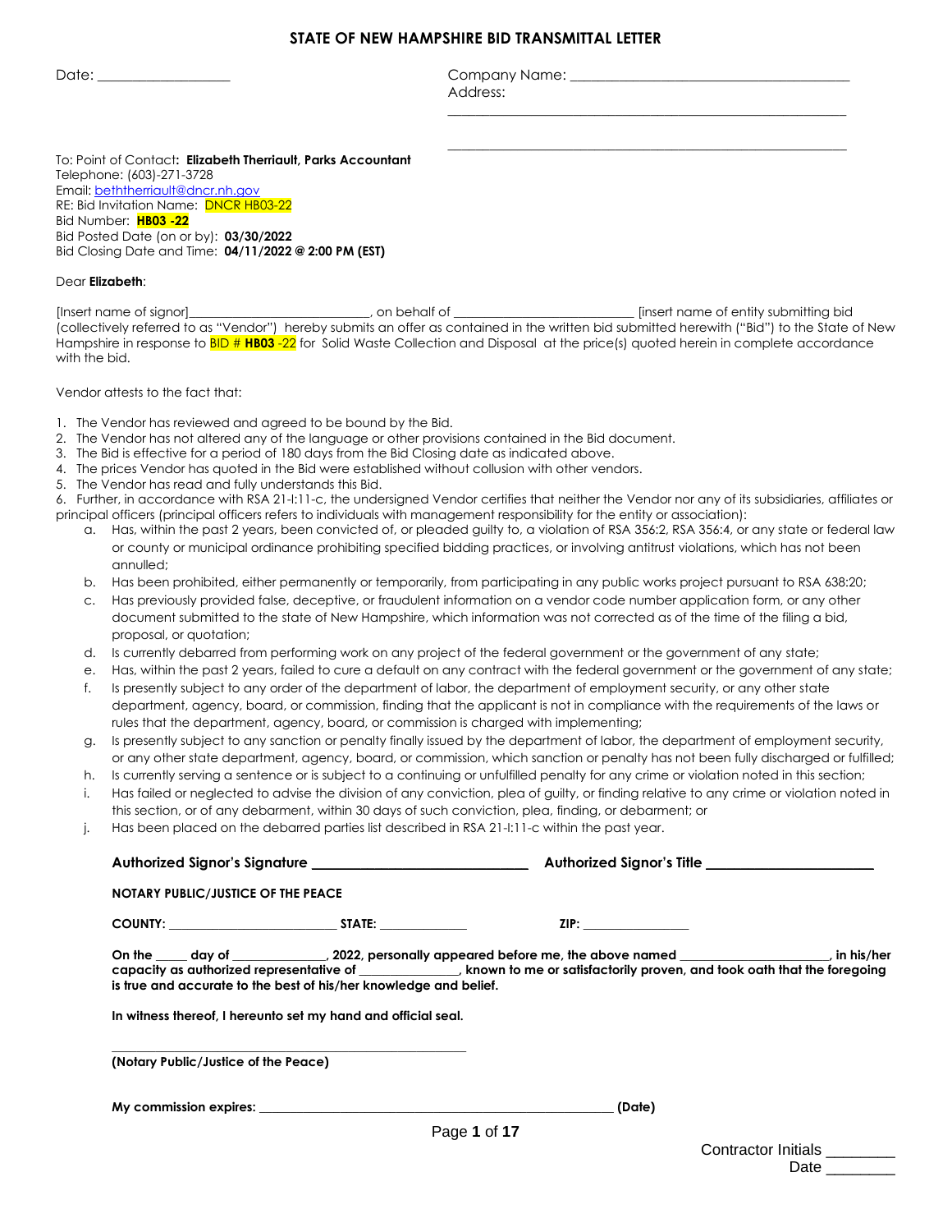# STATE OF NEW HAMPSHIRE BID TRANSMITTAL LETTER

Date: ___________________

Company Name: ________________________________________
Address:
__________________________________________________________
__________________________________________________________

To: Point of Contact**: Elizabeth Therriault, Parks Accountant**
Telephone: (603)-271-3728
Email: beththerriault@dncr.nh.gov
RE: Bid Invitation Name: DNCR HB03-22
Bid Number: **HB03 -22**
Bid Posted Date (on or by): **03/30/2022**
Bid Closing Date and Time: **04/11/2022 @ 2:00 PM (EST)**

Dear **Elizabeth**:

[Insert name of signor]____________________________, on behalf of ____________________________ [insert name of entity submitting bid (collectively referred to as "Vendor") hereby submits an offer as contained in the written bid submitted herewith ("Bid") to the State of New Hampshire in response to BID # **HB03** -22 for Solid Waste Collection and Disposal at the price(s) quoted herein in complete accordance with the bid.

Vendor attests to the fact that:

1. The Vendor has reviewed and agreed to be bound by the Bid.
2. The Vendor has not altered any of the language or other provisions contained in the Bid document.
3. The Bid is effective for a period of 180 days from the Bid Closing date as indicated above.
4. The prices Vendor has quoted in the Bid were established without collusion with other vendors.
5. The Vendor has read and fully understands this Bid.
6. Further, in accordance with RSA 21-I:11-c, the undersigned Vendor certifies that neither the Vendor nor any of its subsidiaries, affiliates or principal officers (principal officers refers to individuals with management responsibility for the entity or association):
   a. Has, within the past 2 years, been convicted of, or pleaded guilty to, a violation of RSA 356:2, RSA 356:4, or any state or federal law or county or municipal ordinance prohibiting specified bidding practices, or involving antitrust violations, which has not been annulled;
   b. Has been prohibited, either permanently or temporarily, from participating in any public works project pursuant to RSA 638:20;
   c. Has previously provided false, deceptive, or fraudulent information on a vendor code number application form, or any other document submitted to the state of New Hampshire, which information was not corrected as of the time of the filing a bid, proposal, or quotation;
   d. Is currently debarred from performing work on any project of the federal government or the government of any state;
   e. Has, within the past 2 years, failed to cure a default on any contract with the federal government or the government of any state;
   f. Is presently subject to any order of the department of labor, the department of employment security, or any other state department, agency, board, or commission, finding that the applicant is not in compliance with the requirements of the laws or rules that the department, agency, board, or commission is charged with implementing;
   g. Is presently subject to any sanction or penalty finally issued by the department of labor, the department of employment security, or any other state department, agency, board, or commission, which sanction or penalty has not been fully discharged or fulfilled;
   h. Is currently serving a sentence or is subject to a continuing or unfulfilled penalty for any crime or violation noted in this section;
   i. Has failed or neglected to advise the division of any conviction, plea of guilty, or finding relative to any crime or violation noted in this section, or of any debarment, within 30 days of such conviction, plea, finding, or debarment; or
   j. Has been placed on the debarred parties list described in RSA 21-I:11-c within the past year.

**Authorized Signor's Signature ____________________________ Authorized Signor's Title ______________________**

**NOTARY PUBLIC/JUSTICE OF THE PEACE**

**COUNTY: _________________________ STATE: _____________ ZIP: ________________**

**On the _____ day of ______________, 2022, personally appeared before me, the above named ______________________, in his/her capacity as authorized representative of _______________, known to me or satisfactorily proven, and took oath that the foregoing is true and accurate to the best of his/her knowledge and belief.**

**In witness thereof, I hereunto set my hand and official seal.**

______________________________________________________
**(Notary Public/Justice of the Peace)**

**My commission expires: ____________________________________________________ (Date)**

Contractor Initials ________
Date ________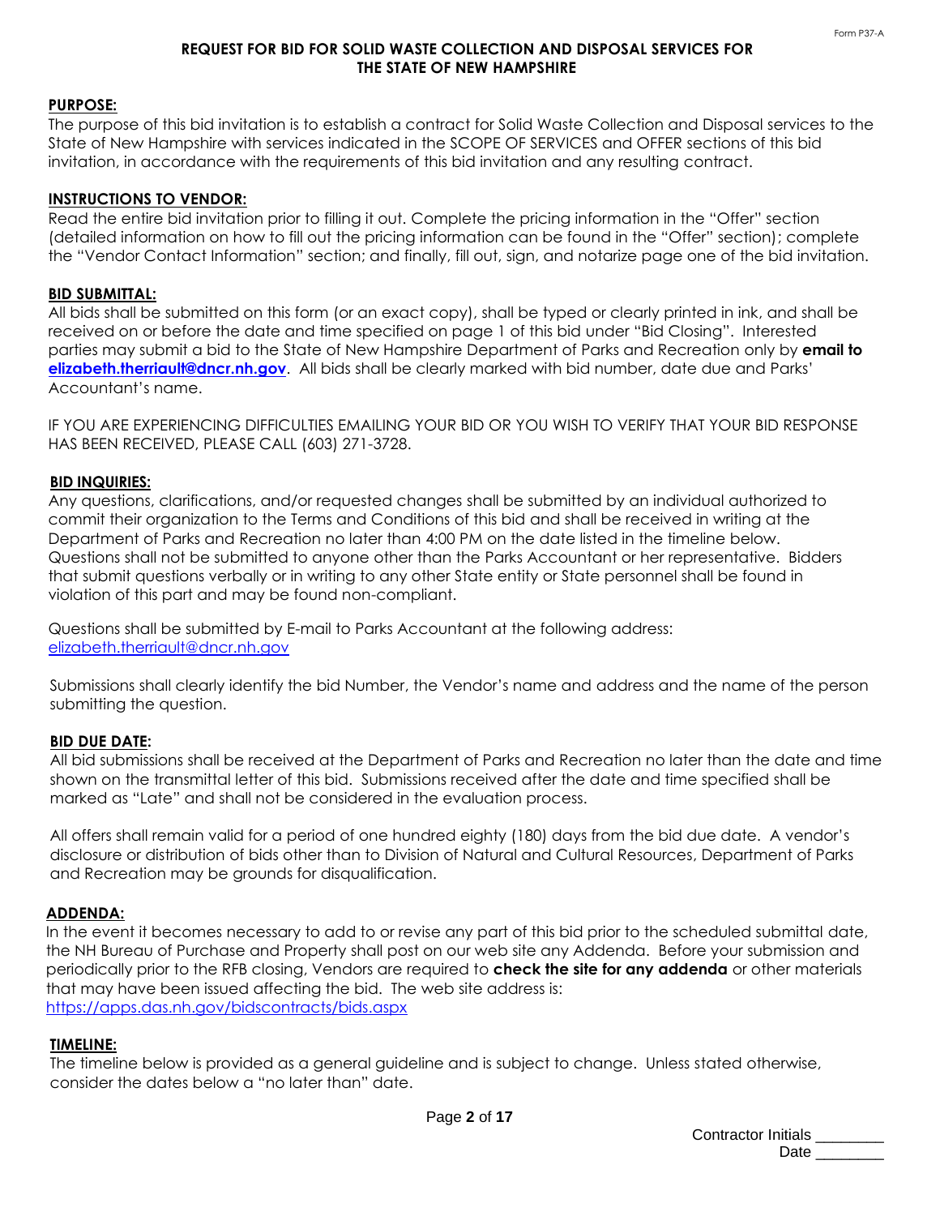## REQUEST FOR BID FOR SOLID WASTE COLLECTION AND DISPOSAL SERVICES FOR THE STATE OF NEW HAMPSHIRE

**PURPOSE:**
The purpose of this bid invitation is to establish a contract for Solid Waste Collection and Disposal services to the State of New Hampshire with services indicated in the SCOPE OF SERVICES and OFFER sections of this bid invitation, in accordance with the requirements of this bid invitation and any resulting contract.

**INSTRUCTIONS TO VENDOR:**
Read the entire bid invitation prior to filling it out. Complete the pricing information in the "Offer" section (detailed information on how to fill out the pricing information can be found in the "Offer" section); complete the "Vendor Contact Information" section; and finally, fill out, sign, and notarize page one of the bid invitation.

**BID SUBMITTAL:**
All bids shall be submitted on this form (or an exact copy), shall be typed or clearly printed in ink, and shall be received on or before the date and time specified on page 1 of this bid under "Bid Closing". Interested parties may submit a bid to the State of New Hampshire Department of Parks and Recreation only by **email to elizabeth.therriault@dncr.nh.gov**. All bids shall be clearly marked with bid number, date due and Parks' Accountant's name.

IF YOU ARE EXPERIENCING DIFFICULTIES EMAILING YOUR BID OR YOU WISH TO VERIFY THAT YOUR BID RESPONSE HAS BEEN RECEIVED, PLEASE CALL (603) 271-3728.

**BID INQUIRIES:**
Any questions, clarifications, and/or requested changes shall be submitted by an individual authorized to commit their organization to the Terms and Conditions of this bid and shall be received in writing at the Department of Parks and Recreation no later than 4:00 PM on the date listed in the timeline below. Questions shall not be submitted to anyone other than the Parks Accountant or her representative. Bidders that submit questions verbally or in writing to any other State entity or State personnel shall be found in violation of this part and may be found non-compliant.

Questions shall be submitted by E-mail to Parks Accountant at the following address:
elizabeth.therriault@dncr.nh.gov

Submissions shall clearly identify the bid Number, the Vendor's name and address and the name of the person submitting the question.

**BID DUE DATE:**
All bid submissions shall be received at the Department of Parks and Recreation no later than the date and time shown on the transmittal letter of this bid. Submissions received after the date and time specified shall be marked as "Late" and shall not be considered in the evaluation process.

All offers shall remain valid for a period of one hundred eighty (180) days from the bid due date. A vendor's disclosure or distribution of bids other than to Division of Natural and Cultural Resources, Department of Parks and Recreation may be grounds for disqualification.

**ADDENDA:**
In the event it becomes necessary to add to or revise any part of this bid prior to the scheduled submittal date, the NH Bureau of Purchase and Property shall post on our web site any Addenda. Before your submission and periodically prior to the RFB closing, Vendors are required to **check the site for any addenda** or other materials that may have been issued affecting the bid. The web site address is:
https://apps.das.nh.gov/bidscontracts/bids.aspx

**TIMELINE:**
The timeline below is provided as a general guideline and is subject to change. Unless stated otherwise, consider the dates below a "no later than" date.

Contractor Initials ________
Date ________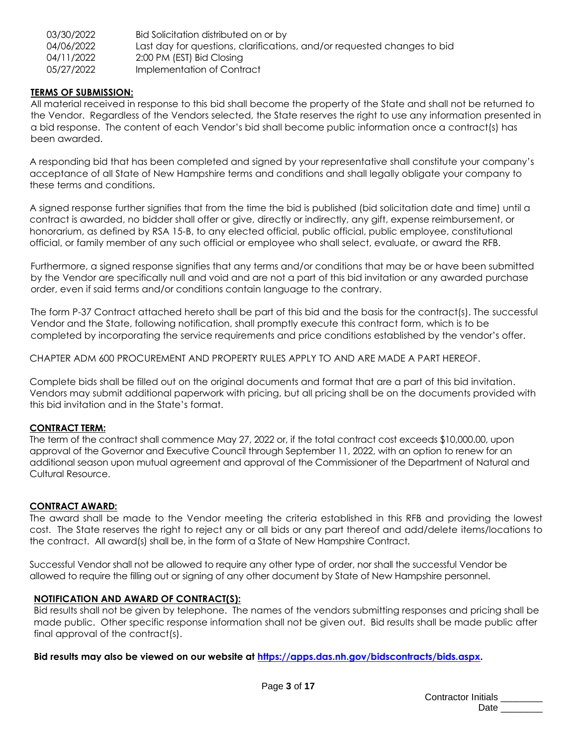| | |
|---|---|
| 03/30/2022 | Bid Solicitation distributed on or by |
| 04/06/2022 | Last day for questions, clarifications, and/or requested changes to bid |
| 04/11/2022 | 2:00 PM (EST) Bid Closing |
| 05/27/2022 | Implementation of Contract |

**TERMS OF SUBMISSION:**

All material received in response to this bid shall become the property of the State and shall not be returned to the Vendor. Regardless of the Vendors selected, the State reserves the right to use any information presented in a bid response. The content of each Vendor's bid shall become public information once a contract(s) has been awarded.

A responding bid that has been completed and signed by your representative shall constitute your company's acceptance of all State of New Hampshire terms and conditions and shall legally obligate your company to these terms and conditions.

A signed response further signifies that from the time the bid is published (bid solicitation date and time) until a contract is awarded, no bidder shall offer or give, directly or indirectly, any gift, expense reimbursement, or honorarium, as defined by RSA 15-B, to any elected official, public official, public employee, constitutional official, or family member of any such official or employee who shall select, evaluate, or award the RFB.

Furthermore, a signed response signifies that any terms and/or conditions that may be or have been submitted by the Vendor are specifically null and void and are not a part of this bid invitation or any awarded purchase order, even if said terms and/or conditions contain language to the contrary.

The form P-37 Contract attached hereto shall be part of this bid and the basis for the contract(s). The successful Vendor and the State, following notification, shall promptly execute this contract form, which is to be completed by incorporating the service requirements and price conditions established by the vendor's offer.

CHAPTER ADM 600 PROCUREMENT AND PROPERTY RULES APPLY TO AND ARE MADE A PART HEREOF.

Complete bids shall be filled out on the original documents and format that are a part of this bid invitation. Vendors may submit additional paperwork with pricing, but all pricing shall be on the documents provided with this bid invitation and in the State's format.

**CONTRACT TERM:**

The term of the contract shall commence May 27, 2022 or, if the total contract cost exceeds $10,000.00, upon approval of the Governor and Executive Council through September 11, 2022, with an option to renew for an additional season upon mutual agreement and approval of the Commissioner of the Department of Natural and Cultural Resource.

**CONTRACT AWARD:**

The award shall be made to the Vendor meeting the criteria established in this RFB and providing the lowest cost. The State reserves the right to reject any or all bids or any part thereof and add/delete items/locations to the contract. All award(s) shall be, in the form of a State of New Hampshire Contract.

Successful Vendor shall not be allowed to require any other type of order, nor shall the successful Vendor be allowed to require the filling out or signing of any other document by State of New Hampshire personnel.

**NOTIFICATION AND AWARD OF CONTRACT(S):**

Bid results shall not be given by telephone. The names of the vendors submitting responses and pricing shall be made public. Other specific response information shall not be given out. Bid results shall be made public after final approval of the contract(s).

**Bid results may also be viewed on our website at [https://apps.das.nh.gov/bidscontracts/bids.aspx](https://apps.das.nh.gov/bidscontracts/bids.aspx).**

Contractor Initials ________
Date ________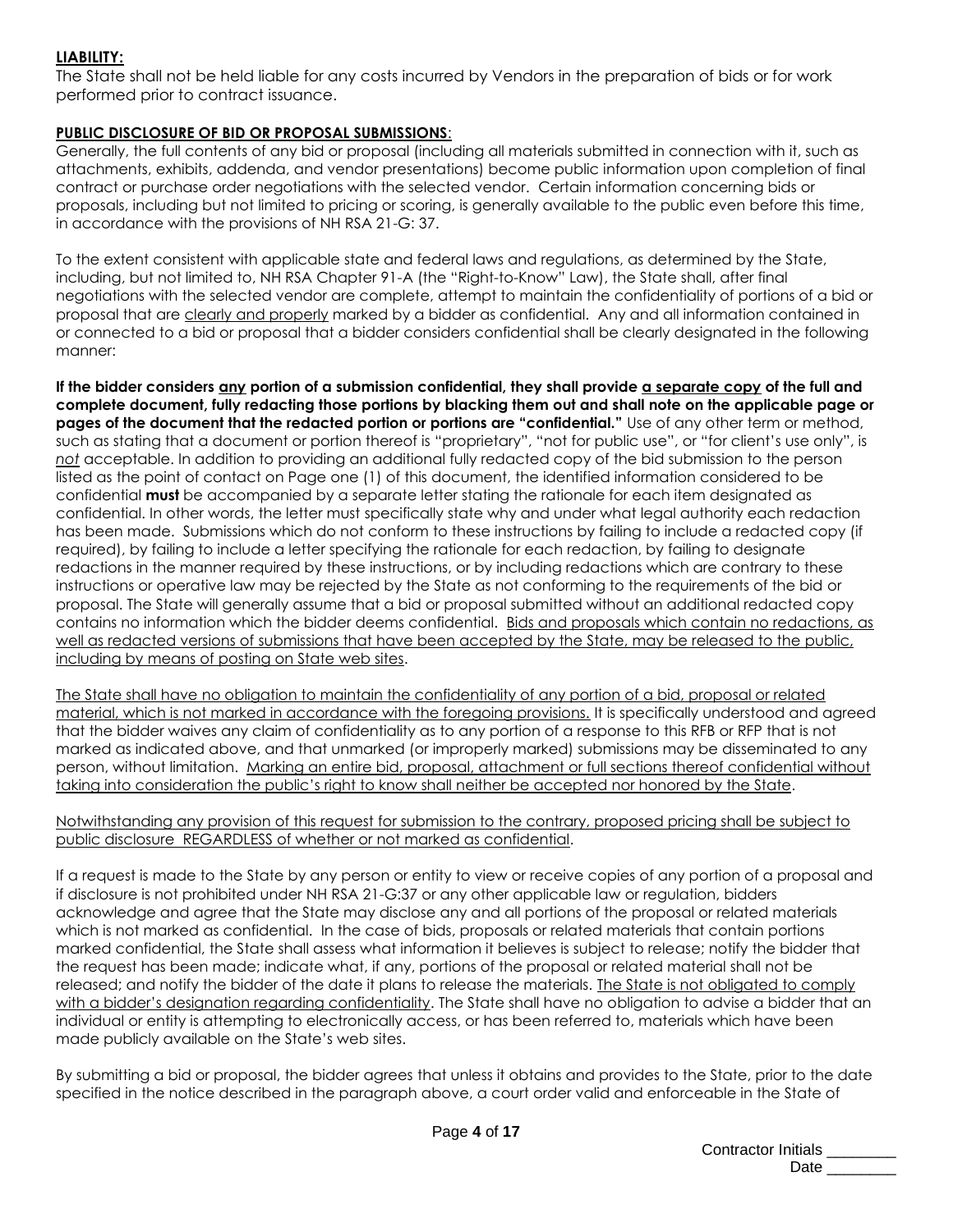**LIABILITY:**

The State shall not be held liable for any costs incurred by Vendors in the preparation of bids or for work performed prior to contract issuance.

**PUBLIC DISCLOSURE OF BID OR PROPOSAL SUBMISSIONS**:

Generally, the full contents of any bid or proposal (including all materials submitted in connection with it, such as attachments, exhibits, addenda, and vendor presentations) become public information upon completion of final contract or purchase order negotiations with the selected vendor. Certain information concerning bids or proposals, including but not limited to pricing or scoring, is generally available to the public even before this time, in accordance with the provisions of NH RSA 21-G: 37.

To the extent consistent with applicable state and federal laws and regulations, as determined by the State, including, but not limited to, NH RSA Chapter 91-A (the "Right-to-Know" Law), the State shall, after final negotiations with the selected vendor are complete, attempt to maintain the confidentiality of portions of a bid or proposal that are clearly and properly marked by a bidder as confidential. Any and all information contained in or connected to a bid or proposal that a bidder considers confidential shall be clearly designated in the following manner:

**If the bidder considers any portion of a submission confidential, they shall provide a separate copy of the full and complete document, fully redacting those portions by blacking them out and shall note on the applicable page or pages of the document that the redacted portion or portions are "confidential."** Use of any other term or method, such as stating that a document or portion thereof is "proprietary", "not for public use", or "for client's use only", is *not* acceptable. In addition to providing an additional fully redacted copy of the bid submission to the person listed as the point of contact on Page one (1) of this document, the identified information considered to be confidential **must** be accompanied by a separate letter stating the rationale for each item designated as confidential. In other words, the letter must specifically state why and under what legal authority each redaction has been made. Submissions which do not conform to these instructions by failing to include a redacted copy (if required), by failing to include a letter specifying the rationale for each redaction, by failing to designate redactions in the manner required by these instructions, or by including redactions which are contrary to these instructions or operative law may be rejected by the State as not conforming to the requirements of the bid or proposal. The State will generally assume that a bid or proposal submitted without an additional redacted copy contains no information which the bidder deems confidential. Bids and proposals which contain no redactions, as well as redacted versions of submissions that have been accepted by the State, may be released to the public, including by means of posting on State web sites.

The State shall have no obligation to maintain the confidentiality of any portion of a bid, proposal or related material, which is not marked in accordance with the foregoing provisions. It is specifically understood and agreed that the bidder waives any claim of confidentiality as to any portion of a response to this RFB or RFP that is not marked as indicated above, and that unmarked (or improperly marked) submissions may be disseminated to any person, without limitation. Marking an entire bid, proposal, attachment or full sections thereof confidential without taking into consideration the public's right to know shall neither be accepted nor honored by the State.

Notwithstanding any provision of this request for submission to the contrary, proposed pricing shall be subject to public disclosure REGARDLESS of whether or not marked as confidential.

If a request is made to the State by any person or entity to view or receive copies of any portion of a proposal and if disclosure is not prohibited under NH RSA 21-G:37 or any other applicable law or regulation, bidders acknowledge and agree that the State may disclose any and all portions of the proposal or related materials which is not marked as confidential. In the case of bids, proposals or related materials that contain portions marked confidential, the State shall assess what information it believes is subject to release; notify the bidder that the request has been made; indicate what, if any, portions of the proposal or related material shall not be released; and notify the bidder of the date it plans to release the materials. The State is not obligated to comply with a bidder's designation regarding confidentiality. The State shall have no obligation to advise a bidder that an individual or entity is attempting to electronically access, or has been referred to, materials which have been made publicly available on the State's web sites.

By submitting a bid or proposal, the bidder agrees that unless it obtains and provides to the State, prior to the date specified in the notice described in the paragraph above, a court order valid and enforceable in the State of

Contractor Initials ________
Date ________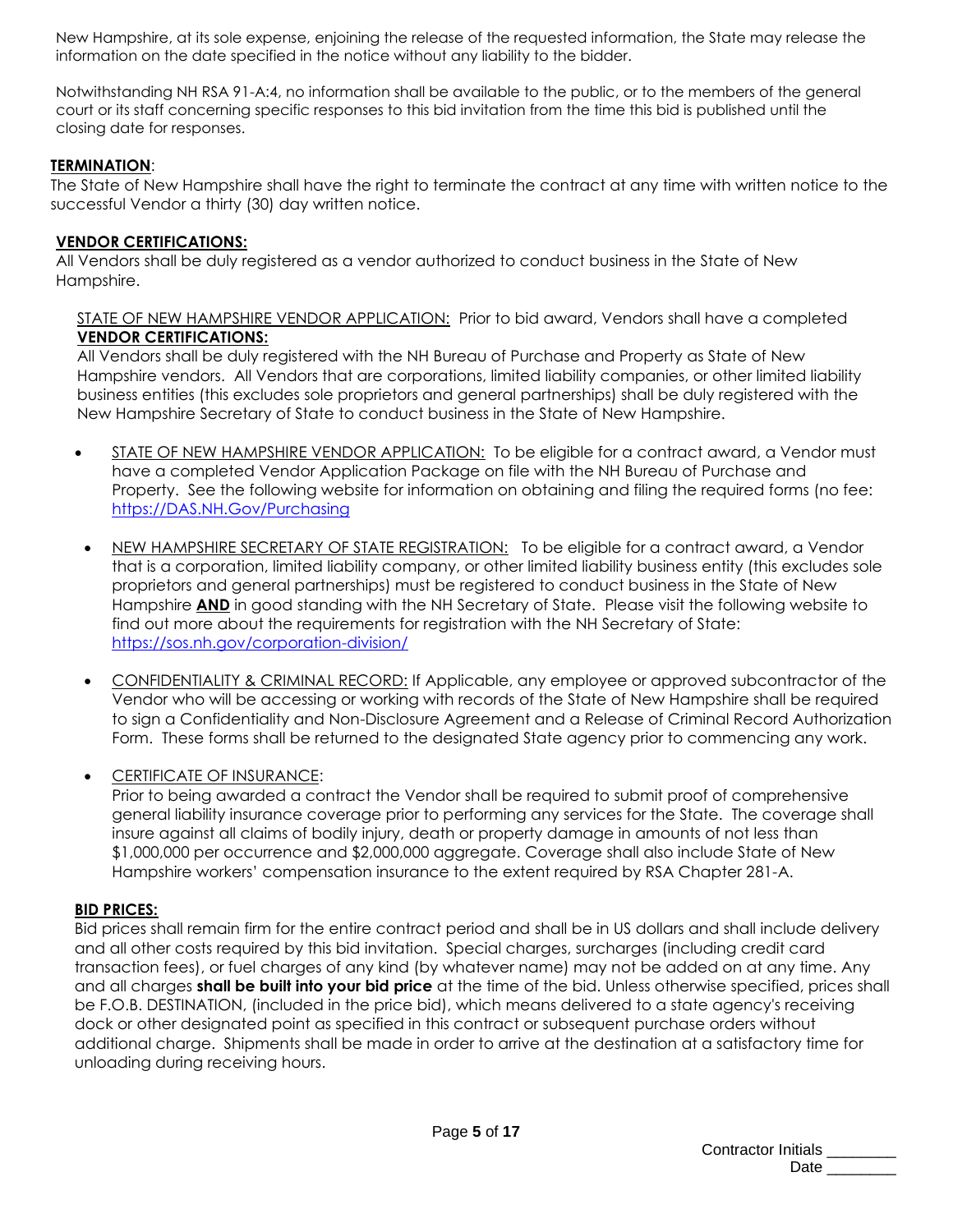New Hampshire, at its sole expense, enjoining the release of the requested information, the State may release the information on the date specified in the notice without any liability to the bidder.

Notwithstanding NH RSA 91-A:4, no information shall be available to the public, or to the members of the general court or its staff concerning specific responses to this bid invitation from the time this bid is published until the closing date for responses.

**TERMINATION**:

The State of New Hampshire shall have the right to terminate the contract at any time with written notice to the successful Vendor a thirty (30) day written notice.

**VENDOR CERTIFICATIONS:**

All Vendors shall be duly registered as a vendor authorized to conduct business in the State of New Hampshire.

STATE OF NEW HAMPSHIRE VENDOR APPLICATION: Prior to bid award, Vendors shall have a completed **VENDOR CERTIFICATIONS:**

All Vendors shall be duly registered with the NH Bureau of Purchase and Property as State of New Hampshire vendors. All Vendors that are corporations, limited liability companies, or other limited liability business entities (this excludes sole proprietors and general partnerships) shall be duly registered with the New Hampshire Secretary of State to conduct business in the State of New Hampshire.

- STATE OF NEW HAMPSHIRE VENDOR APPLICATION: To be eligible for a contract award, a Vendor must have a completed Vendor Application Package on file with the NH Bureau of Purchase and Property. See the following website for information on obtaining and filing the required forms (no fee: https://DAS.NH.Gov/Purchasing

- NEW HAMPSHIRE SECRETARY OF STATE REGISTRATION: To be eligible for a contract award, a Vendor that is a corporation, limited liability company, or other limited liability business entity (this excludes sole proprietors and general partnerships) must be registered to conduct business in the State of New Hampshire **AND** in good standing with the NH Secretary of State. Please visit the following website to find out more about the requirements for registration with the NH Secretary of State: https://sos.nh.gov/corporation-division/

- CONFIDENTIALITY & CRIMINAL RECORD: If Applicable, any employee or approved subcontractor of the Vendor who will be accessing or working with records of the State of New Hampshire shall be required to sign a Confidentiality and Non-Disclosure Agreement and a Release of Criminal Record Authorization Form. These forms shall be returned to the designated State agency prior to commencing any work.

- CERTIFICATE OF INSURANCE:
  Prior to being awarded a contract the Vendor shall be required to submit proof of comprehensive general liability insurance coverage prior to performing any services for the State. The coverage shall insure against all claims of bodily injury, death or property damage in amounts of not less than $1,000,000 per occurrence and $2,000,000 aggregate. Coverage shall also include State of New Hampshire workers' compensation insurance to the extent required by RSA Chapter 281-A.

**BID PRICES:**

Bid prices shall remain firm for the entire contract period and shall be in US dollars and shall include delivery and all other costs required by this bid invitation. Special charges, surcharges (including credit card transaction fees), or fuel charges of any kind (by whatever name) may not be added on at any time. Any and all charges **shall be built into your bid price** at the time of the bid. Unless otherwise specified, prices shall be F.O.B. DESTINATION, (included in the price bid), which means delivered to a state agency's receiving dock or other designated point as specified in this contract or subsequent purchase orders without additional charge. Shipments shall be made in order to arrive at the destination at a satisfactory time for unloading during receiving hours.

Contractor Initials ________
Date ________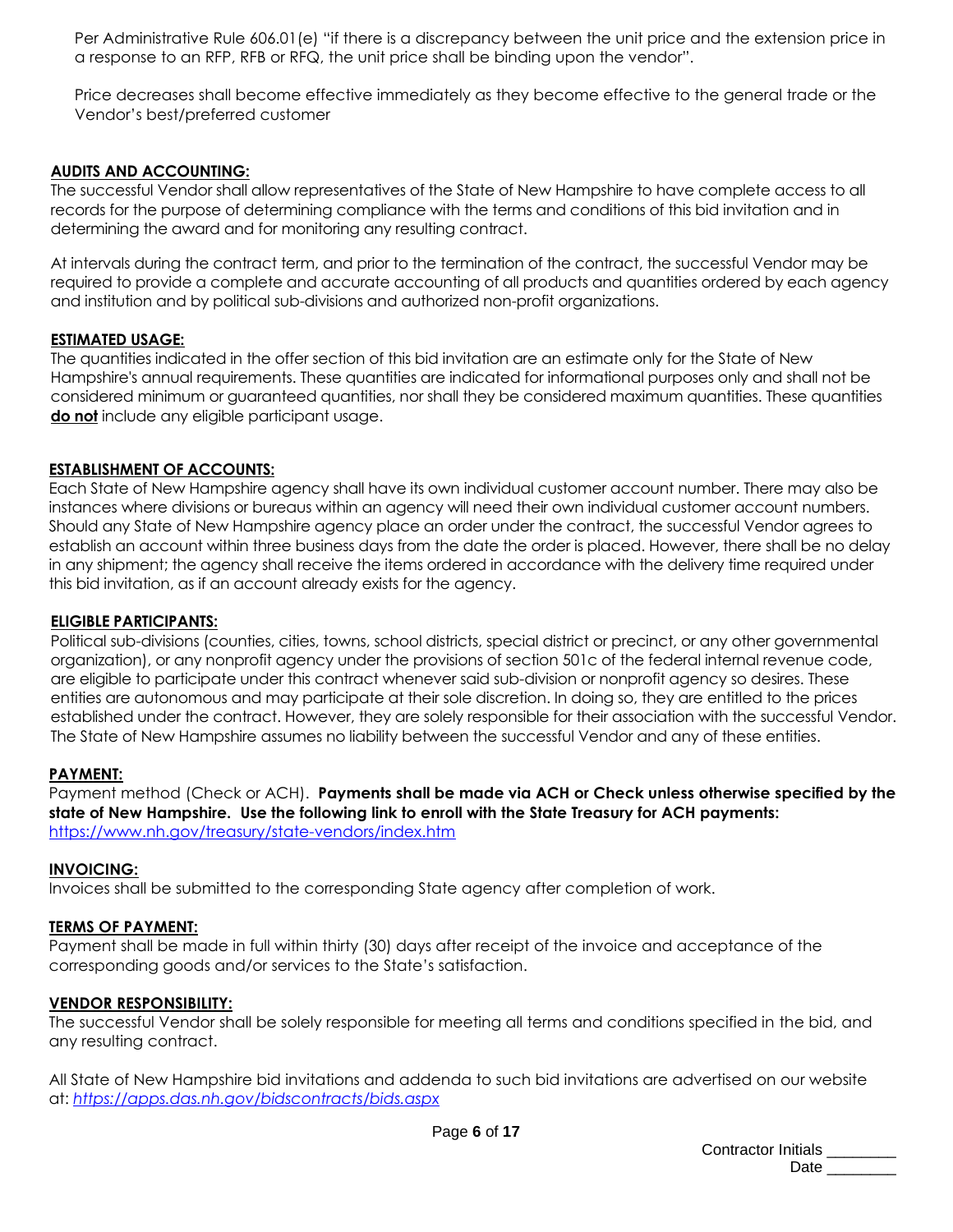Per Administrative Rule 606.01(e) "if there is a discrepancy between the unit price and the extension price in a response to an RFP, RFB or RFQ, the unit price shall be binding upon the vendor".

Price decreases shall become effective immediately as they become effective to the general trade or the Vendor's best/preferred customer

**AUDITS AND ACCOUNTING:**

The successful Vendor shall allow representatives of the State of New Hampshire to have complete access to all records for the purpose of determining compliance with the terms and conditions of this bid invitation and in determining the award and for monitoring any resulting contract.

At intervals during the contract term, and prior to the termination of the contract, the successful Vendor may be required to provide a complete and accurate accounting of all products and quantities ordered by each agency and institution and by political sub-divisions and authorized non-profit organizations.

**ESTIMATED USAGE:**

The quantities indicated in the offer section of this bid invitation are an estimate only for the State of New Hampshire's annual requirements. These quantities are indicated for informational purposes only and shall not be considered minimum or guaranteed quantities, nor shall they be considered maximum quantities. These quantities **do not** include any eligible participant usage.

**ESTABLISHMENT OF ACCOUNTS:**

Each State of New Hampshire agency shall have its own individual customer account number. There may also be instances where divisions or bureaus within an agency will need their own individual customer account numbers. Should any State of New Hampshire agency place an order under the contract, the successful Vendor agrees to establish an account within three business days from the date the order is placed. However, there shall be no delay in any shipment; the agency shall receive the items ordered in accordance with the delivery time required under this bid invitation, as if an account already exists for the agency.

**ELIGIBLE PARTICIPANTS:**

Political sub-divisions (counties, cities, towns, school districts, special district or precinct, or any other governmental organization), or any nonprofit agency under the provisions of section 501c of the federal internal revenue code, are eligible to participate under this contract whenever said sub-division or nonprofit agency so desires. These entities are autonomous and may participate at their sole discretion. In doing so, they are entitled to the prices established under the contract. However, they are solely responsible for their association with the successful Vendor. The State of New Hampshire assumes no liability between the successful Vendor and any of these entities.

**PAYMENT:**

Payment method (Check or ACH). **Payments shall be made via ACH or Check unless otherwise specified by the state of New Hampshire. Use the following link to enroll with the State Treasury for ACH payments:** https://www.nh.gov/treasury/state-vendors/index.htm

**INVOICING:**

Invoices shall be submitted to the corresponding State agency after completion of work.

**TERMS OF PAYMENT:**

Payment shall be made in full within thirty (30) days after receipt of the invoice and acceptance of the corresponding goods and/or services to the State's satisfaction.

**VENDOR RESPONSIBILITY:**

The successful Vendor shall be solely responsible for meeting all terms and conditions specified in the bid, and any resulting contract.

All State of New Hampshire bid invitations and addenda to such bid invitations are advertised on our website at: *https://apps.das.nh.gov/bidscontracts/bids.aspx*

Contractor Initials ________
Date ________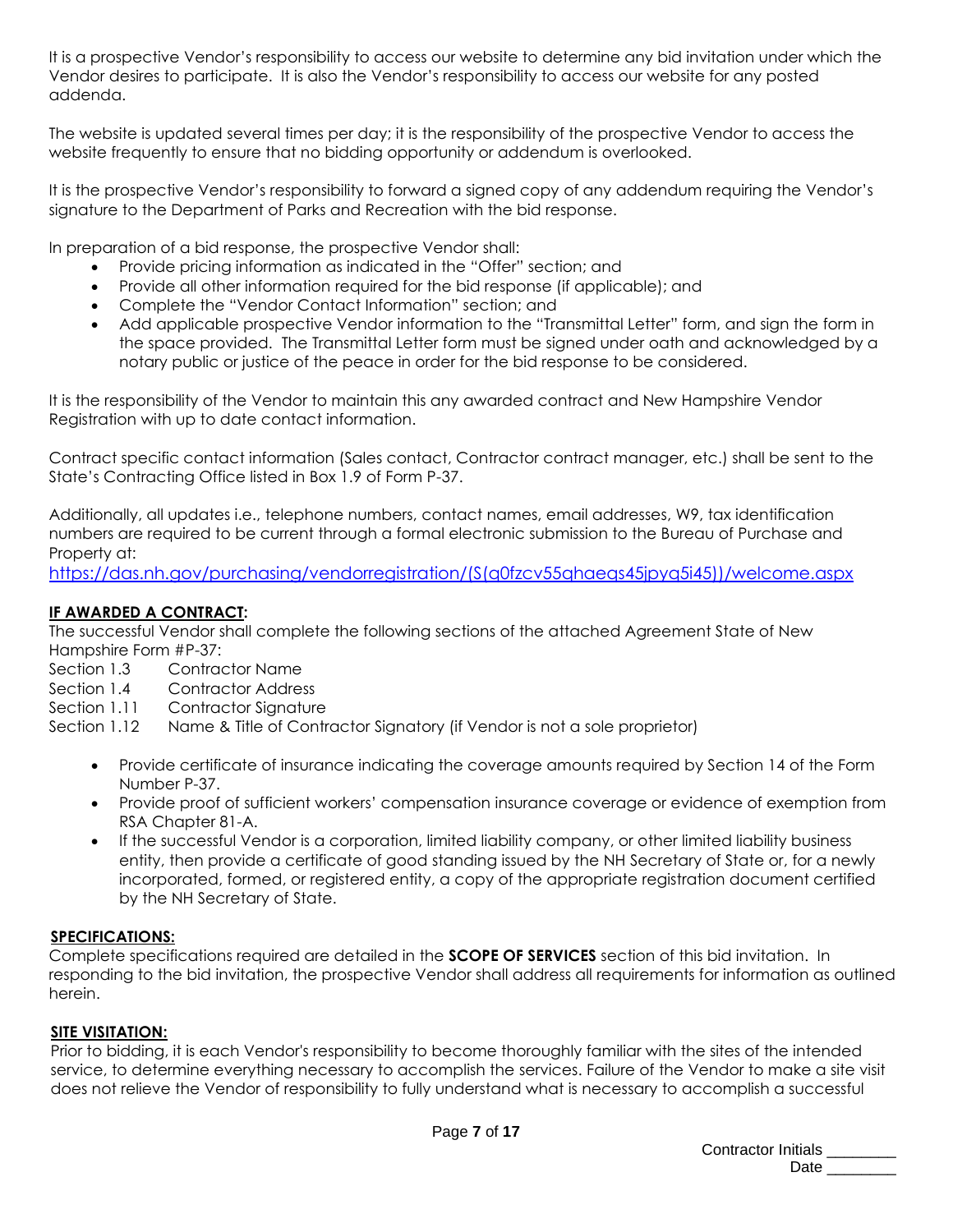It is a prospective Vendor's responsibility to access our website to determine any bid invitation under which the Vendor desires to participate. It is also the Vendor's responsibility to access our website for any posted addenda.

The website is updated several times per day; it is the responsibility of the prospective Vendor to access the website frequently to ensure that no bidding opportunity or addendum is overlooked.

It is the prospective Vendor's responsibility to forward a signed copy of any addendum requiring the Vendor's signature to the Department of Parks and Recreation with the bid response.

In preparation of a bid response, the prospective Vendor shall:

- Provide pricing information as indicated in the "Offer" section; and
- Provide all other information required for the bid response (if applicable); and
- Complete the "Vendor Contact Information" section; and
- Add applicable prospective Vendor information to the "Transmittal Letter" form, and sign the form in the space provided. The Transmittal Letter form must be signed under oath and acknowledged by a notary public or justice of the peace in order for the bid response to be considered.

It is the responsibility of the Vendor to maintain this any awarded contract and New Hampshire Vendor Registration with up to date contact information.

Contract specific contact information (Sales contact, Contractor contract manager, etc.) shall be sent to the State's Contracting Office listed in Box 1.9 of Form P-37.

Additionally, all updates i.e., telephone numbers, contact names, email addresses, W9, tax identification numbers are required to be current through a formal electronic submission to the Bureau of Purchase and Property at:
https://das.nh.gov/purchasing/vendorregistration/(S(q0fzcv55qhaeqs45jpyq5i45))/welcome.aspx

**IF AWARDED A CONTRACT:**
The successful Vendor shall complete the following sections of the attached Agreement State of New Hampshire Form #P-37:

Section 1.3 Contractor Name
Section 1.4 Contractor Address
Section 1.11 Contractor Signature
Section 1.12 Name & Title of Contractor Signatory (if Vendor is not a sole proprietor)

- Provide certificate of insurance indicating the coverage amounts required by Section 14 of the Form Number P-37.
- Provide proof of sufficient workers' compensation insurance coverage or evidence of exemption from RSA Chapter 81-A.
- If the successful Vendor is a corporation, limited liability company, or other limited liability business entity, then provide a certificate of good standing issued by the NH Secretary of State or, for a newly incorporated, formed, or registered entity, a copy of the appropriate registration document certified by the NH Secretary of State.

**SPECIFICATIONS:**
Complete specifications required are detailed in the **SCOPE OF SERVICES** section of this bid invitation. In responding to the bid invitation, the prospective Vendor shall address all requirements for information as outlined herein.

**SITE VISITATION:**
Prior to bidding, it is each Vendor's responsibility to become thoroughly familiar with the sites of the intended service, to determine everything necessary to accomplish the services. Failure of the Vendor to make a site visit does not relieve the Vendor of responsibility to fully understand what is necessary to accomplish a successful

Contractor Initials ________
Date ________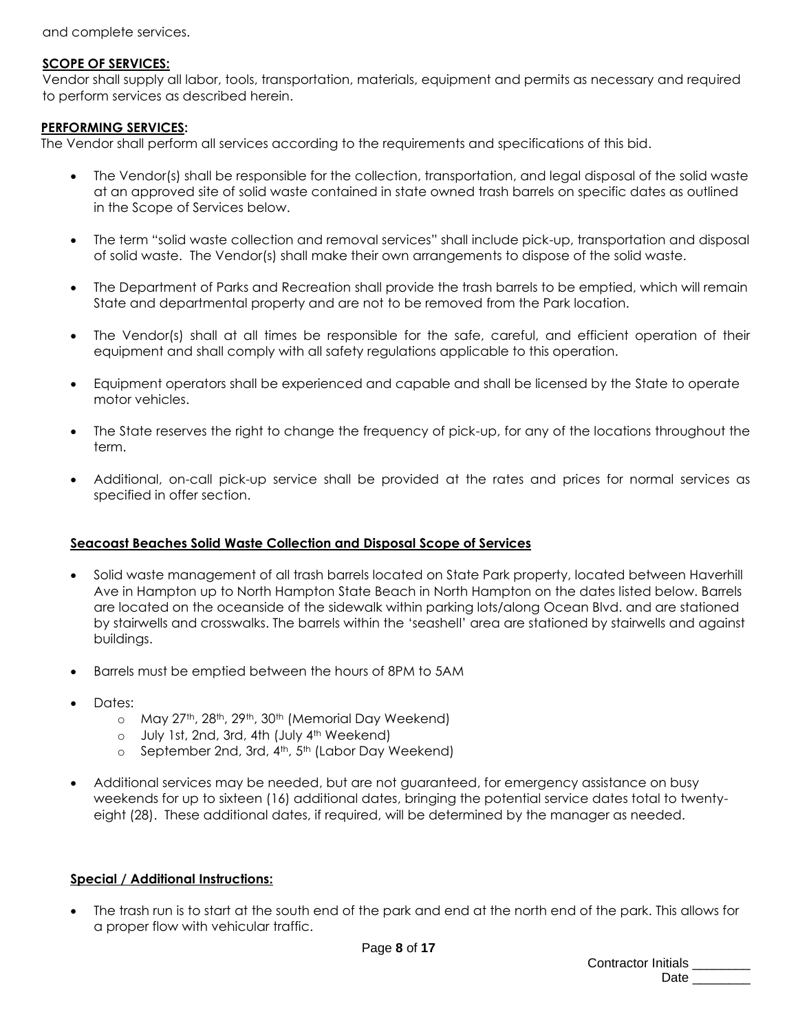and complete services.

**SCOPE OF SERVICES:**
Vendor shall supply all labor, tools, transportation, materials, equipment and permits as necessary and required to perform services as described herein.

**PERFORMING SERVICES:**
The Vendor shall perform all services according to the requirements and specifications of this bid.

- The Vendor(s) shall be responsible for the collection, transportation, and legal disposal of the solid waste at an approved site of solid waste contained in state owned trash barrels on specific dates as outlined in the Scope of Services below.
- The term "solid waste collection and removal services" shall include pick-up, transportation and disposal of solid waste. The Vendor(s) shall make their own arrangements to dispose of the solid waste.
- The Department of Parks and Recreation shall provide the trash barrels to be emptied, which will remain State and departmental property and are not to be removed from the Park location.
- The Vendor(s) shall at all times be responsible for the safe, careful, and efficient operation of their equipment and shall comply with all safety regulations applicable to this operation.
- Equipment operators shall be experienced and capable and shall be licensed by the State to operate motor vehicles.
- The State reserves the right to change the frequency of pick-up, for any of the locations throughout the term.
- Additional, on-call pick-up service shall be provided at the rates and prices for normal services as specified in offer section.

**Seacoast Beaches Solid Waste Collection and Disposal Scope of Services**

- Solid waste management of all trash barrels located on State Park property, located between Haverhill Ave in Hampton up to North Hampton State Beach in North Hampton on the dates listed below. Barrels are located on the oceanside of the sidewalk within parking lots/along Ocean Blvd. and are stationed by stairwells and crosswalks. The barrels within the 'seashell' area are stationed by stairwells and against buildings.
- Barrels must be emptied between the hours of 8PM to 5AM
- Dates:
  - May 27th, 28th, 29th, 30th (Memorial Day Weekend)
  - July 1st, 2nd, 3rd, 4th (July 4th Weekend)
  - September 2nd, 3rd, 4th, 5th (Labor Day Weekend)
- Additional services may be needed, but are not guaranteed, for emergency assistance on busy weekends for up to sixteen (16) additional dates, bringing the potential service dates total to twenty-eight (28). These additional dates, if required, will be determined by the manager as needed.

**Special / Additional Instructions:**

- The trash run is to start at the south end of the park and end at the north end of the park. This allows for a proper flow with vehicular traffic.

Contractor Initials ________
Date ________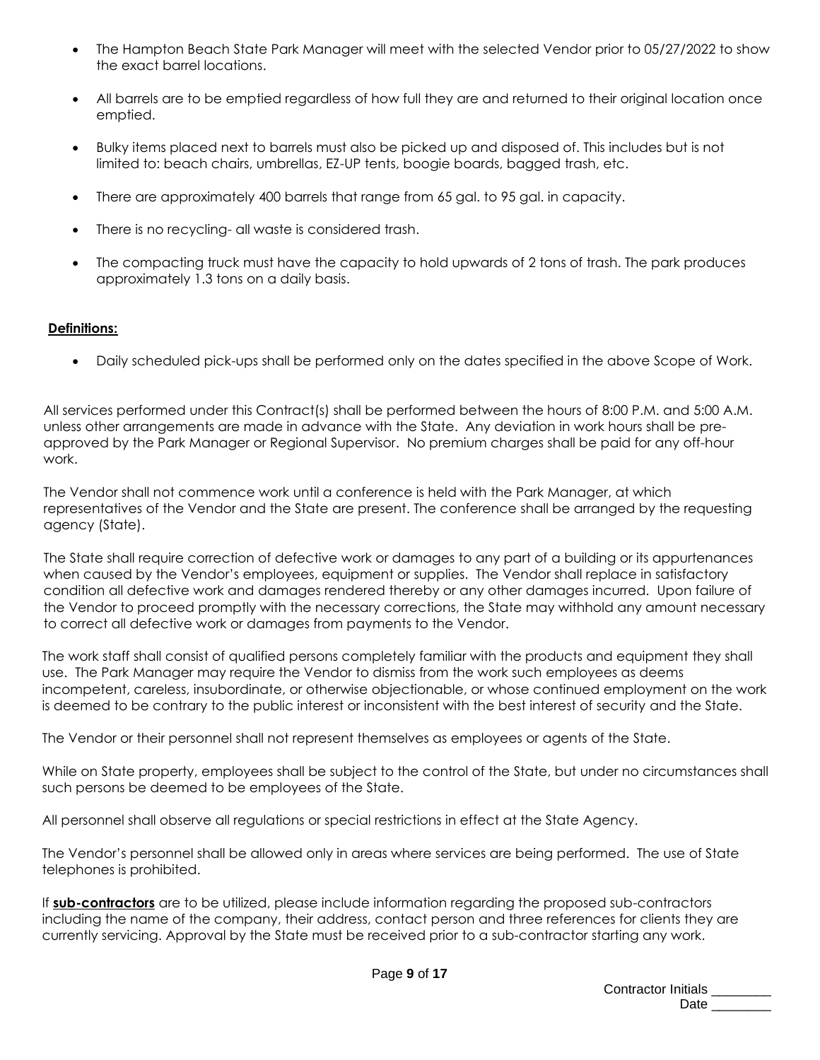- The Hampton Beach State Park Manager will meet with the selected Vendor prior to 05/27/2022 to show the exact barrel locations.
- All barrels are to be emptied regardless of how full they are and returned to their original location once emptied.
- Bulky items placed next to barrels must also be picked up and disposed of. This includes but is not limited to: beach chairs, umbrellas, EZ-UP tents, boogie boards, bagged trash, etc.
- There are approximately 400 barrels that range from 65 gal. to 95 gal. in capacity.
- There is no recycling- all waste is considered trash.
- The compacting truck must have the capacity to hold upwards of 2 tons of trash. The park produces approximately 1.3 tons on a daily basis.

**Definitions:**

- Daily scheduled pick-ups shall be performed only on the dates specified in the above Scope of Work.

All services performed under this Contract(s) shall be performed between the hours of 8:00 P.M. and 5:00 A.M. unless other arrangements are made in advance with the State. Any deviation in work hours shall be pre-approved by the Park Manager or Regional Supervisor. No premium charges shall be paid for any off-hour work.

The Vendor shall not commence work until a conference is held with the Park Manager, at which representatives of the Vendor and the State are present. The conference shall be arranged by the requesting agency (State).

The State shall require correction of defective work or damages to any part of a building or its appurtenances when caused by the Vendor's employees, equipment or supplies. The Vendor shall replace in satisfactory condition all defective work and damages rendered thereby or any other damages incurred. Upon failure of the Vendor to proceed promptly with the necessary corrections, the State may withhold any amount necessary to correct all defective work or damages from payments to the Vendor.

The work staff shall consist of qualified persons completely familiar with the products and equipment they shall use. The Park Manager may require the Vendor to dismiss from the work such employees as deems incompetent, careless, insubordinate, or otherwise objectionable, or whose continued employment on the work is deemed to be contrary to the public interest or inconsistent with the best interest of security and the State.

The Vendor or their personnel shall not represent themselves as employees or agents of the State.

While on State property, employees shall be subject to the control of the State, but under no circumstances shall such persons be deemed to be employees of the State.

All personnel shall observe all regulations or special restrictions in effect at the State Agency.

The Vendor's personnel shall be allowed only in areas where services are being performed. The use of State telephones is prohibited.

If **sub-contractors** are to be utilized, please include information regarding the proposed sub-contractors including the name of the company, their address, contact person and three references for clients they are currently servicing. Approval by the State must be received prior to a sub-contractor starting any work.

Contractor Initials ________
Date ________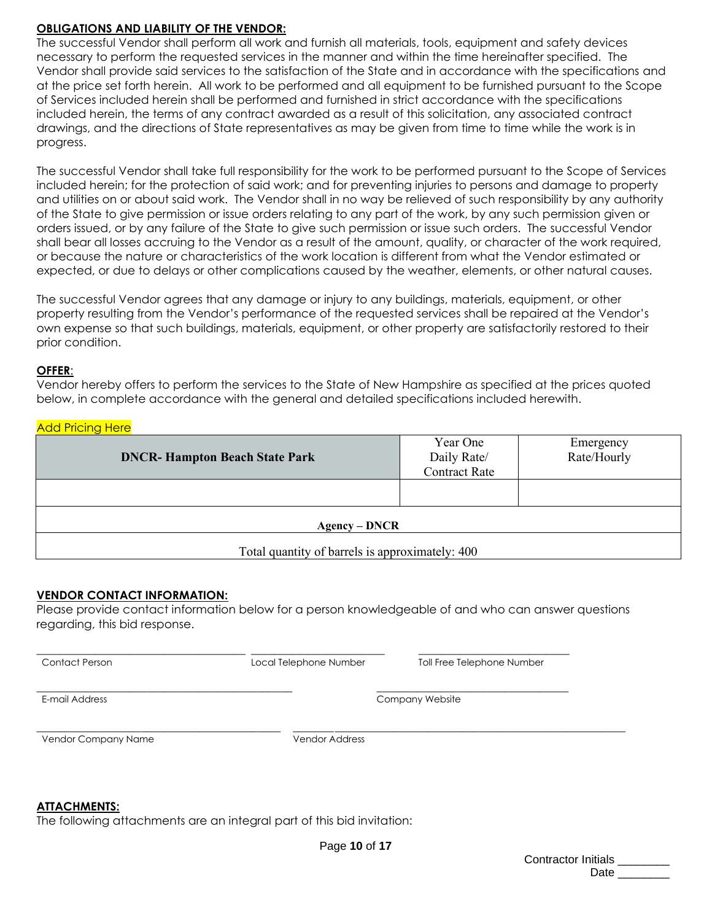**OBLIGATIONS AND LIABILITY OF THE VENDOR:**

The successful Vendor shall perform all work and furnish all materials, tools, equipment and safety devices necessary to perform the requested services in the manner and within the time hereinafter specified. The Vendor shall provide said services to the satisfaction of the State and in accordance with the specifications and at the price set forth herein. All work to be performed and all equipment to be furnished pursuant to the Scope of Services included herein shall be performed and furnished in strict accordance with the specifications included herein, the terms of any contract awarded as a result of this solicitation, any associated contract drawings, and the directions of State representatives as may be given from time to time while the work is in progress.

The successful Vendor shall take full responsibility for the work to be performed pursuant to the Scope of Services included herein; for the protection of said work; and for preventing injuries to persons and damage to property and utilities on or about said work. The Vendor shall in no way be relieved of such responsibility by any authority of the State to give permission or issue orders relating to any part of the work, by any such permission given or orders issued, or by any failure of the State to give such permission or issue such orders. The successful Vendor shall bear all losses accruing to the Vendor as a result of the amount, quality, or character of the work required, or because the nature or characteristics of the work location is different from what the Vendor estimated or expected, or due to delays or other complications caused by the weather, elements, or other natural causes.

The successful Vendor agrees that any damage or injury to any buildings, materials, equipment, or other property resulting from the Vendor's performance of the requested services shall be repaired at the Vendor's own expense so that such buildings, materials, equipment, or other property are satisfactorily restored to their prior condition.

**OFFER**:

Vendor hereby offers to perform the services to the State of New Hampshire as specified at the prices quoted below, in complete accordance with the general and detailed specifications included herewith.

Add Pricing Here

| DNCR- Hampton Beach State Park | Year One Daily Rate/ Contract Rate | Emergency Rate/Hourly |
|---|---|---|
| | | |
| **Agency – DNCR** | | |
| Total quantity of barrels is approximately: 400 | | |

**VENDOR CONTACT INFORMATION:**

Please provide contact information below for a person knowledgeable of and who can answer questions regarding, this bid response.

_______________________ Contact Person
_______________________ Local Telephone Number
_______________________ Toll Free Telephone Number

_______________________ E-mail Address
_______________________ Company Website

_______________________ Vendor Company Name
_______________________ Vendor Address

**ATTACHMENTS:**

The following attachments are an integral part of this bid invitation:

Contractor Initials ________
Date ________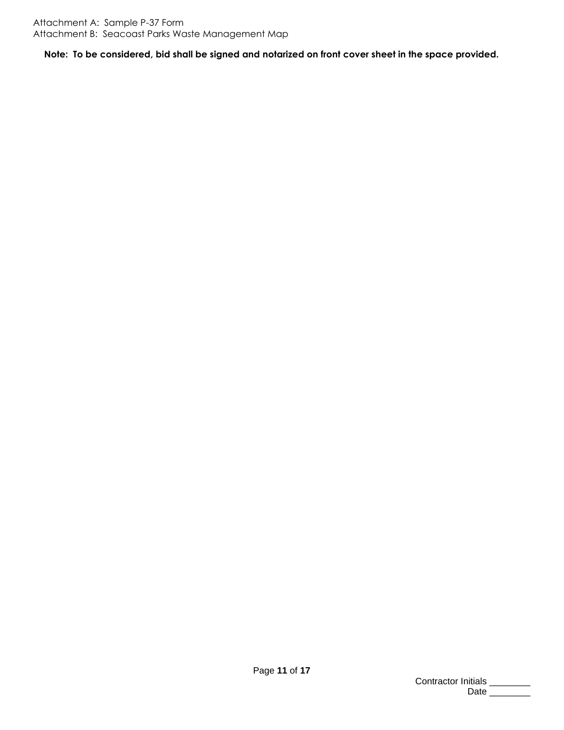Attachment A: Sample P-37 Form
Attachment B: Seacoast Parks Waste Management Map

**Note: To be considered, bid shall be signed and notarized on front cover sheet in the space provided.**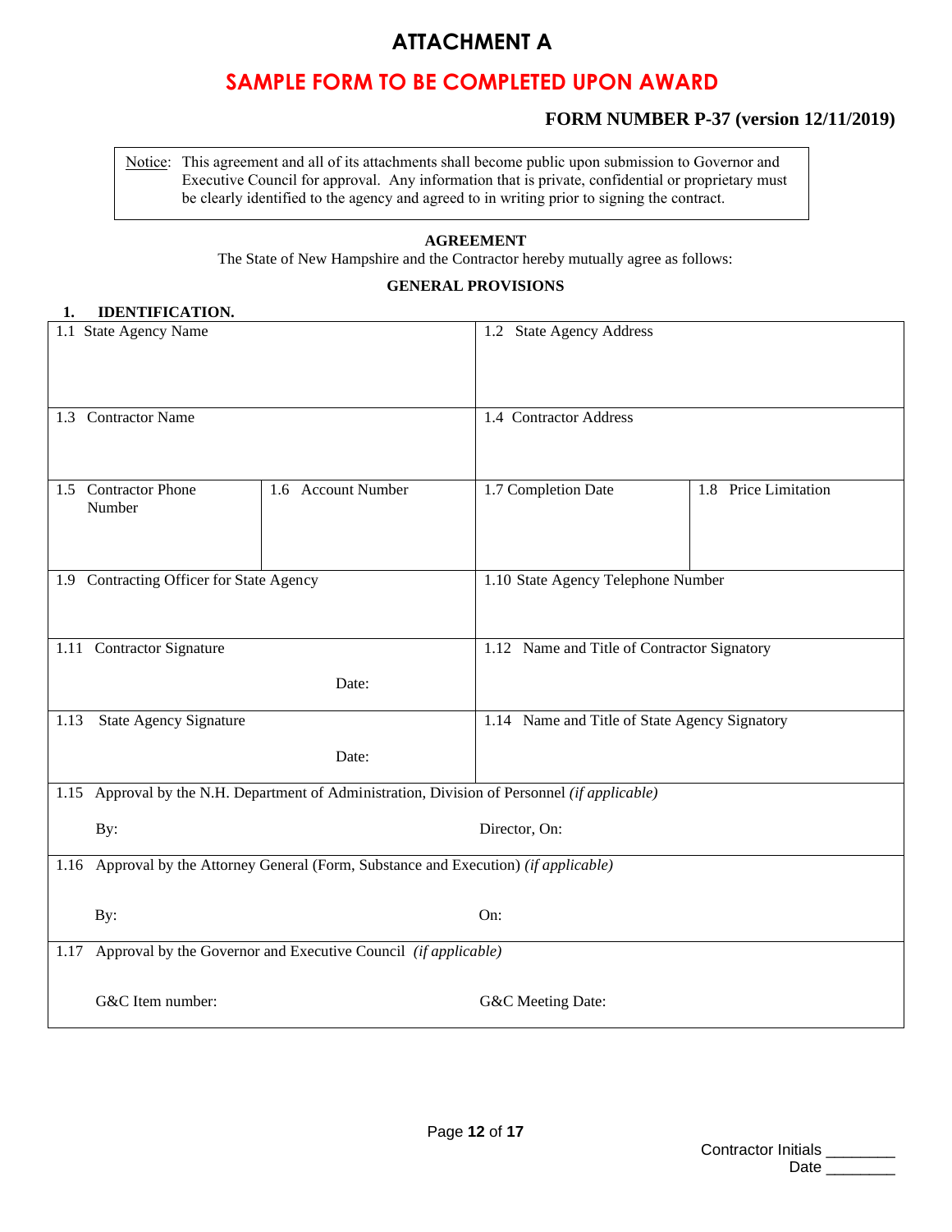# ATTACHMENT A

## SAMPLE FORM TO BE COMPLETED UPON AWARD

**FORM NUMBER P-37 (version 12/11/2019)**

Notice: This agreement and all of its attachments shall become public upon submission to Governor and Executive Council for approval. Any information that is private, confidential or proprietary must be clearly identified to the agency and agreed to in writing prior to signing the contract.

**AGREEMENT**

The State of New Hampshire and the Contractor hereby mutually agree as follows:

**GENERAL PROVISIONS**

**1. IDENTIFICATION.**

| | | | |
|---|---|---|---|
| 1.1 State Agency Name | | 1.2 State Agency Address | |
| 1.3 Contractor Name | | 1.4 Contractor Address | |
| 1.5 Contractor Phone Number | 1.6 Account Number | 1.7 Completion Date | 1.8 Price Limitation |
| 1.9 Contracting Officer for State Agency | | 1.10 State Agency Telephone Number | |
| 1.11 Contractor Signature<br><br>Date: | | 1.12 Name and Title of Contractor Signatory | |
| 1.13 State Agency Signature<br><br>Date: | | 1.14 Name and Title of State Agency Signatory | |
| 1.15 Approval by the N.H. Department of Administration, Division of Personnel *(if applicable)*<br><br>By: | | Director, On: | |
| 1.16 Approval by the Attorney General (Form, Substance and Execution) *(if applicable)*<br><br>By: | | On: | |
| 1.17 Approval by the Governor and Executive Council *(if applicable)*<br><br>G&C Item number: | | G&C Meeting Date: | |

Contractor Initials ________
Date ________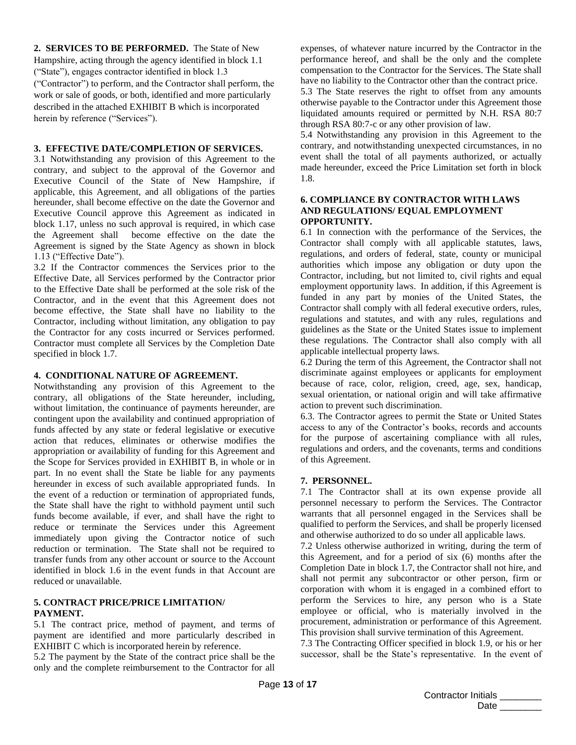**2. SERVICES TO BE PERFORMED.** The State of New Hampshire, acting through the agency identified in block 1.1 ("State"), engages contractor identified in block 1.3 ("Contractor") to perform, and the Contractor shall perform, the work or sale of goods, or both, identified and more particularly described in the attached EXHIBIT B which is incorporated herein by reference ("Services").

**3. EFFECTIVE DATE/COMPLETION OF SERVICES.**

3.1 Notwithstanding any provision of this Agreement to the contrary, and subject to the approval of the Governor and Executive Council of the State of New Hampshire, if applicable, this Agreement, and all obligations of the parties hereunder, shall become effective on the date the Governor and Executive Council approve this Agreement as indicated in block 1.17, unless no such approval is required, in which case the Agreement shall become effective on the date the Agreement is signed by the State Agency as shown in block 1.13 ("Effective Date").

3.2 If the Contractor commences the Services prior to the Effective Date, all Services performed by the Contractor prior to the Effective Date shall be performed at the sole risk of the Contractor, and in the event that this Agreement does not become effective, the State shall have no liability to the Contractor, including without limitation, any obligation to pay the Contractor for any costs incurred or Services performed. Contractor must complete all Services by the Completion Date specified in block 1.7.

**4. CONDITIONAL NATURE OF AGREEMENT.**

Notwithstanding any provision of this Agreement to the contrary, all obligations of the State hereunder, including, without limitation, the continuance of payments hereunder, are contingent upon the availability and continued appropriation of funds affected by any state or federal legislative or executive action that reduces, eliminates or otherwise modifies the appropriation or availability of funding for this Agreement and the Scope for Services provided in EXHIBIT B, in whole or in part. In no event shall the State be liable for any payments hereunder in excess of such available appropriated funds. In the event of a reduction or termination of appropriated funds, the State shall have the right to withhold payment until such funds become available, if ever, and shall have the right to reduce or terminate the Services under this Agreement immediately upon giving the Contractor notice of such reduction or termination. The State shall not be required to transfer funds from any other account or source to the Account identified in block 1.6 in the event funds in that Account are reduced or unavailable.

**5. CONTRACT PRICE/PRICE LIMITATION/ PAYMENT.**

5.1 The contract price, method of payment, and terms of payment are identified and more particularly described in EXHIBIT C which is incorporated herein by reference.

5.2 The payment by the State of the contract price shall be the only and the complete reimbursement to the Contractor for all expenses, of whatever nature incurred by the Contractor in the performance hereof, and shall be the only and the complete compensation to the Contractor for the Services. The State shall have no liability to the Contractor other than the contract price.

5.3 The State reserves the right to offset from any amounts otherwise payable to the Contractor under this Agreement those liquidated amounts required or permitted by N.H. RSA 80:7 through RSA 80:7-c or any other provision of law.

5.4 Notwithstanding any provision in this Agreement to the contrary, and notwithstanding unexpected circumstances, in no event shall the total of all payments authorized, or actually made hereunder, exceed the Price Limitation set forth in block 1.8.

**6. COMPLIANCE BY CONTRACTOR WITH LAWS AND REGULATIONS/ EQUAL EMPLOYMENT OPPORTUNITY.**

6.1 In connection with the performance of the Services, the Contractor shall comply with all applicable statutes, laws, regulations, and orders of federal, state, county or municipal authorities which impose any obligation or duty upon the Contractor, including, but not limited to, civil rights and equal employment opportunity laws. In addition, if this Agreement is funded in any part by monies of the United States, the Contractor shall comply with all federal executive orders, rules, regulations and statutes, and with any rules, regulations and guidelines as the State or the United States issue to implement these regulations. The Contractor shall also comply with all applicable intellectual property laws.

6.2 During the term of this Agreement, the Contractor shall not discriminate against employees or applicants for employment because of race, color, religion, creed, age, sex, handicap, sexual orientation, or national origin and will take affirmative action to prevent such discrimination.

6.3. The Contractor agrees to permit the State or United States access to any of the Contractor's books, records and accounts for the purpose of ascertaining compliance with all rules, regulations and orders, and the covenants, terms and conditions of this Agreement.

**7. PERSONNEL.**

7.1 The Contractor shall at its own expense provide all personnel necessary to perform the Services. The Contractor warrants that all personnel engaged in the Services shall be qualified to perform the Services, and shall be properly licensed and otherwise authorized to do so under all applicable laws.

7.2 Unless otherwise authorized in writing, during the term of this Agreement, and for a period of six (6) months after the Completion Date in block 1.7, the Contractor shall not hire, and shall not permit any subcontractor or other person, firm or corporation with whom it is engaged in a combined effort to perform the Services to hire, any person who is a State employee or official, who is materially involved in the procurement, administration or performance of this Agreement. This provision shall survive termination of this Agreement.

7.3 The Contracting Officer specified in block 1.9, or his or her successor, shall be the State's representative. In the event of

Contractor Initials ________
Date ________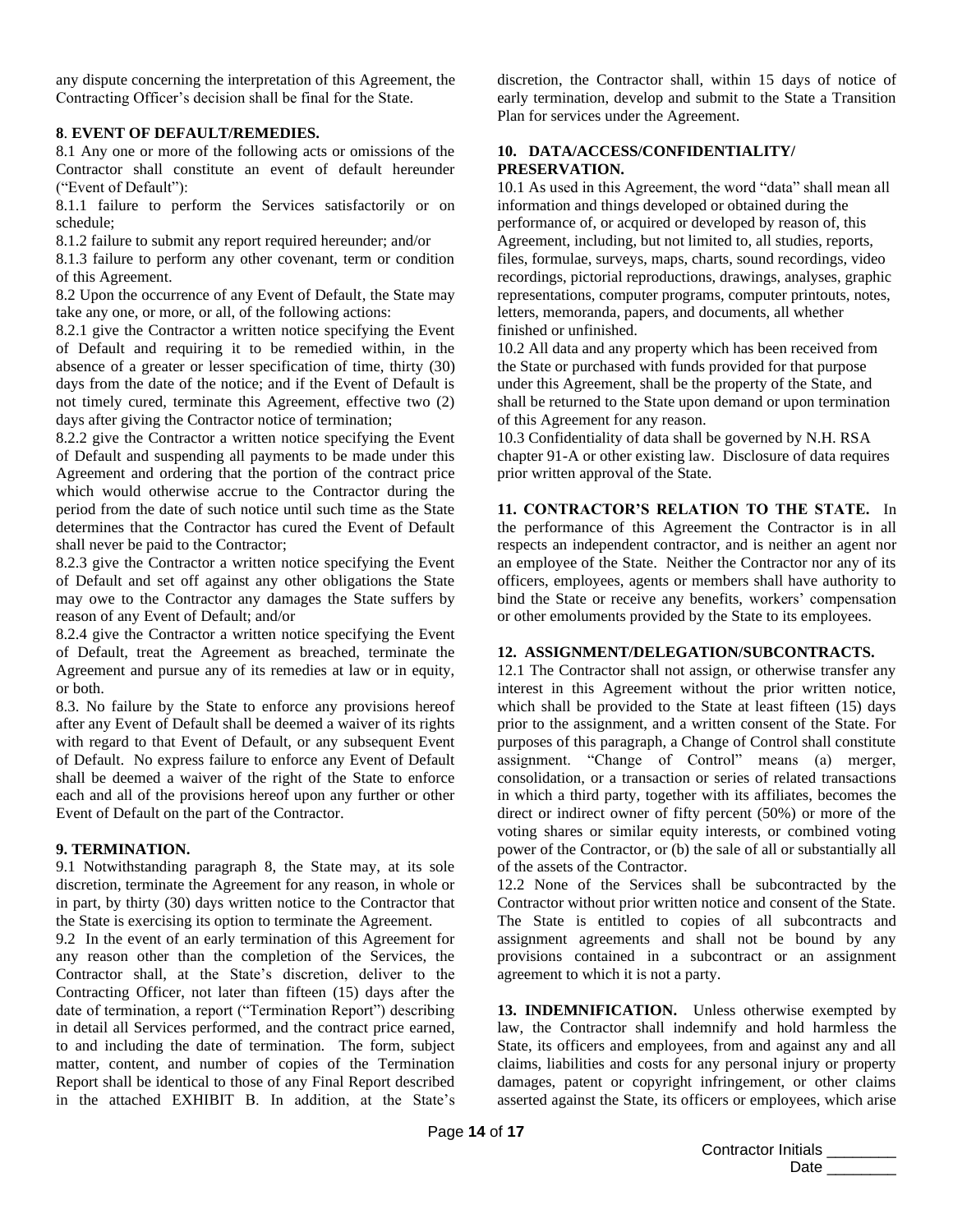any dispute concerning the interpretation of this Agreement, the Contracting Officer's decision shall be final for the State.

**8. EVENT OF DEFAULT/REMEDIES.**

8.1 Any one or more of the following acts or omissions of the Contractor shall constitute an event of default hereunder ("Event of Default"):

8.1.1 failure to perform the Services satisfactorily or on schedule;

8.1.2 failure to submit any report required hereunder; and/or

8.1.3 failure to perform any other covenant, term or condition of this Agreement.

8.2 Upon the occurrence of any Event of Default, the State may take any one, or more, or all, of the following actions:

8.2.1 give the Contractor a written notice specifying the Event of Default and requiring it to be remedied within, in the absence of a greater or lesser specification of time, thirty (30) days from the date of the notice; and if the Event of Default is not timely cured, terminate this Agreement, effective two (2) days after giving the Contractor notice of termination;

8.2.2 give the Contractor a written notice specifying the Event of Default and suspending all payments to be made under this Agreement and ordering that the portion of the contract price which would otherwise accrue to the Contractor during the period from the date of such notice until such time as the State determines that the Contractor has cured the Event of Default shall never be paid to the Contractor;

8.2.3 give the Contractor a written notice specifying the Event of Default and set off against any other obligations the State may owe to the Contractor any damages the State suffers by reason of any Event of Default; and/or

8.2.4 give the Contractor a written notice specifying the Event of Default, treat the Agreement as breached, terminate the Agreement and pursue any of its remedies at law or in equity, or both.

8.3. No failure by the State to enforce any provisions hereof after any Event of Default shall be deemed a waiver of its rights with regard to that Event of Default, or any subsequent Event of Default. No express failure to enforce any Event of Default shall be deemed a waiver of the right of the State to enforce each and all of the provisions hereof upon any further or other Event of Default on the part of the Contractor.

**9. TERMINATION.**

9.1 Notwithstanding paragraph 8, the State may, at its sole discretion, terminate the Agreement for any reason, in whole or in part, by thirty (30) days written notice to the Contractor that the State is exercising its option to terminate the Agreement.

9.2 In the event of an early termination of this Agreement for any reason other than the completion of the Services, the Contractor shall, at the State's discretion, deliver to the Contracting Officer, not later than fifteen (15) days after the date of termination, a report ("Termination Report") describing in detail all Services performed, and the contract price earned, to and including the date of termination. The form, subject matter, content, and number of copies of the Termination Report shall be identical to those of any Final Report described in the attached EXHIBIT B. In addition, at the State's discretion, the Contractor shall, within 15 days of notice of early termination, develop and submit to the State a Transition Plan for services under the Agreement.

**10. DATA/ACCESS/CONFIDENTIALITY/ PRESERVATION.**

10.1 As used in this Agreement, the word "data" shall mean all information and things developed or obtained during the performance of, or acquired or developed by reason of, this Agreement, including, but not limited to, all studies, reports, files, formulae, surveys, maps, charts, sound recordings, video recordings, pictorial reproductions, drawings, analyses, graphic representations, computer programs, computer printouts, notes, letters, memoranda, papers, and documents, all whether finished or unfinished.

10.2 All data and any property which has been received from the State or purchased with funds provided for that purpose under this Agreement, shall be the property of the State, and shall be returned to the State upon demand or upon termination of this Agreement for any reason.

10.3 Confidentiality of data shall be governed by N.H. RSA chapter 91-A or other existing law. Disclosure of data requires prior written approval of the State.

**11. CONTRACTOR'S RELATION TO THE STATE.** In the performance of this Agreement the Contractor is in all respects an independent contractor, and is neither an agent nor an employee of the State. Neither the Contractor nor any of its officers, employees, agents or members shall have authority to bind the State or receive any benefits, workers' compensation or other emoluments provided by the State to its employees.

**12. ASSIGNMENT/DELEGATION/SUBCONTRACTS.**

12.1 The Contractor shall not assign, or otherwise transfer any interest in this Agreement without the prior written notice, which shall be provided to the State at least fifteen (15) days prior to the assignment, and a written consent of the State. For purposes of this paragraph, a Change of Control shall constitute assignment. "Change of Control" means (a) merger, consolidation, or a transaction or series of related transactions in which a third party, together with its affiliates, becomes the direct or indirect owner of fifty percent (50%) or more of the voting shares or similar equity interests, or combined voting power of the Contractor, or (b) the sale of all or substantially all of the assets of the Contractor.

12.2 None of the Services shall be subcontracted by the Contractor without prior written notice and consent of the State. The State is entitled to copies of all subcontracts and assignment agreements and shall not be bound by any provisions contained in a subcontract or an assignment agreement to which it is not a party.

**13. INDEMNIFICATION.** Unless otherwise exempted by law, the Contractor shall indemnify and hold harmless the State, its officers and employees, from and against any and all claims, liabilities and costs for any personal injury or property damages, patent or copyright infringement, or other claims asserted against the State, its officers or employees, which arise

Contractor Initials ________
Date ________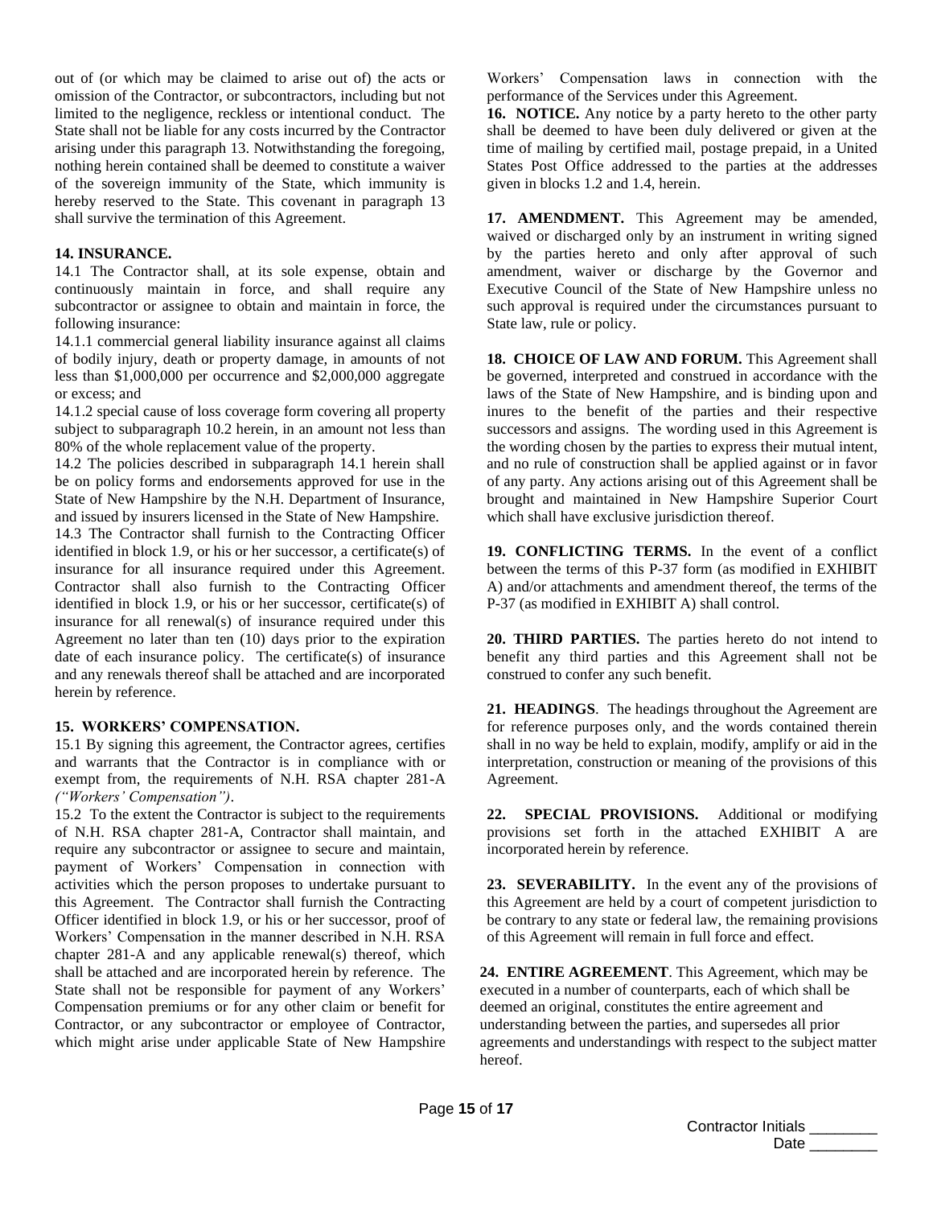out of (or which may be claimed to arise out of) the acts or omission of the Contractor, or subcontractors, including but not limited to the negligence, reckless or intentional conduct. The State shall not be liable for any costs incurred by the Contractor arising under this paragraph 13. Notwithstanding the foregoing, nothing herein contained shall be deemed to constitute a waiver of the sovereign immunity of the State, which immunity is hereby reserved to the State. This covenant in paragraph 13 shall survive the termination of this Agreement.

**14. INSURANCE.**

14.1 The Contractor shall, at its sole expense, obtain and continuously maintain in force, and shall require any subcontractor or assignee to obtain and maintain in force, the following insurance:

14.1.1 commercial general liability insurance against all claims of bodily injury, death or property damage, in amounts of not less than $1,000,000 per occurrence and $2,000,000 aggregate or excess; and

14.1.2 special cause of loss coverage form covering all property subject to subparagraph 10.2 herein, in an amount not less than 80% of the whole replacement value of the property.

14.2 The policies described in subparagraph 14.1 herein shall be on policy forms and endorsements approved for use in the State of New Hampshire by the N.H. Department of Insurance, and issued by insurers licensed in the State of New Hampshire.

14.3 The Contractor shall furnish to the Contracting Officer identified in block 1.9, or his or her successor, a certificate(s) of insurance for all insurance required under this Agreement. Contractor shall also furnish to the Contracting Officer identified in block 1.9, or his or her successor, certificate(s) of insurance for all renewal(s) of insurance required under this Agreement no later than ten (10) days prior to the expiration date of each insurance policy. The certificate(s) of insurance and any renewals thereof shall be attached and are incorporated herein by reference.

**15. WORKERS' COMPENSATION.**

15.1 By signing this agreement, the Contractor agrees, certifies and warrants that the Contractor is in compliance with or exempt from, the requirements of N.H. RSA chapter 281-A *("Workers' Compensation")*.

15.2 To the extent the Contractor is subject to the requirements of N.H. RSA chapter 281-A, Contractor shall maintain, and require any subcontractor or assignee to secure and maintain, payment of Workers' Compensation in connection with activities which the person proposes to undertake pursuant to this Agreement. The Contractor shall furnish the Contracting Officer identified in block 1.9, or his or her successor, proof of Workers' Compensation in the manner described in N.H. RSA chapter 281-A and any applicable renewal(s) thereof, which shall be attached and are incorporated herein by reference. The State shall not be responsible for payment of any Workers' Compensation premiums or for any other claim or benefit for Contractor, or any subcontractor or employee of Contractor, which might arise under applicable State of New Hampshire Workers' Compensation laws in connection with the performance of the Services under this Agreement.

**16. NOTICE.** Any notice by a party hereto to the other party shall be deemed to have been duly delivered or given at the time of mailing by certified mail, postage prepaid, in a United States Post Office addressed to the parties at the addresses given in blocks 1.2 and 1.4, herein.

**17. AMENDMENT.** This Agreement may be amended, waived or discharged only by an instrument in writing signed by the parties hereto and only after approval of such amendment, waiver or discharge by the Governor and Executive Council of the State of New Hampshire unless no such approval is required under the circumstances pursuant to State law, rule or policy.

**18. CHOICE OF LAW AND FORUM.** This Agreement shall be governed, interpreted and construed in accordance with the laws of the State of New Hampshire, and is binding upon and inures to the benefit of the parties and their respective successors and assigns. The wording used in this Agreement is the wording chosen by the parties to express their mutual intent, and no rule of construction shall be applied against or in favor of any party. Any actions arising out of this Agreement shall be brought and maintained in New Hampshire Superior Court which shall have exclusive jurisdiction thereof.

**19. CONFLICTING TERMS.** In the event of a conflict between the terms of this P-37 form (as modified in EXHIBIT A) and/or attachments and amendment thereof, the terms of the P-37 (as modified in EXHIBIT A) shall control.

**20. THIRD PARTIES.** The parties hereto do not intend to benefit any third parties and this Agreement shall not be construed to confer any such benefit.

**21. HEADINGS**. The headings throughout the Agreement are for reference purposes only, and the words contained therein shall in no way be held to explain, modify, amplify or aid in the interpretation, construction or meaning of the provisions of this Agreement.

**22. SPECIAL PROVISIONS.** Additional or modifying provisions set forth in the attached EXHIBIT A are incorporated herein by reference.

**23. SEVERABILITY.** In the event any of the provisions of this Agreement are held by a court of competent jurisdiction to be contrary to any state or federal law, the remaining provisions of this Agreement will remain in full force and effect.

**24. ENTIRE AGREEMENT**. This Agreement, which may be executed in a number of counterparts, each of which shall be deemed an original, constitutes the entire agreement and understanding between the parties, and supersedes all prior agreements and understandings with respect to the subject matter hereof.

Contractor Initials ________
Date ________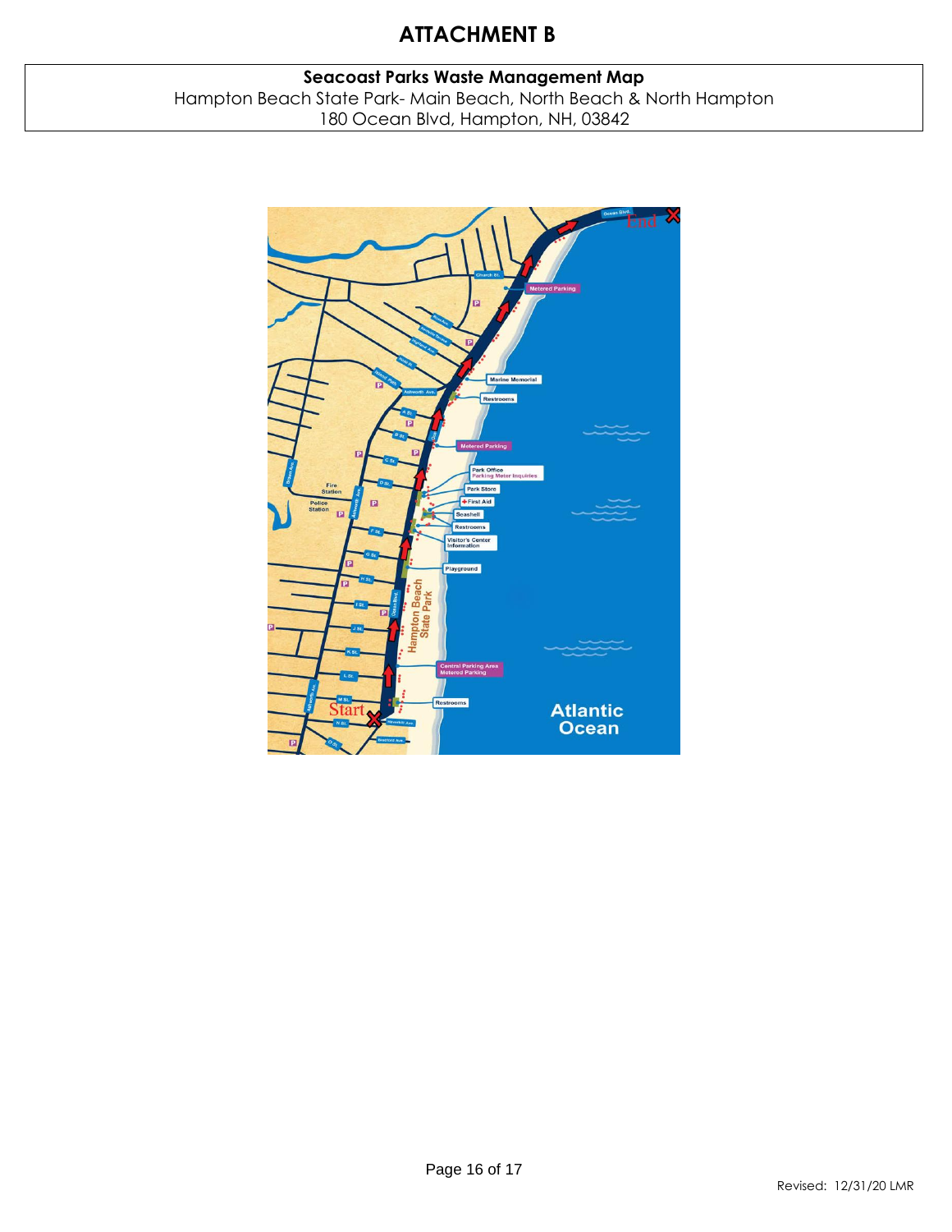# ATTACHMENT B

**Seacoast Parks Waste Management Map**

Hampton Beach State Park- Main Beach, North Beach & North Hampton

180 Ocean Blvd, Hampton, NH, 03842

Revised: 12/31/20 LMR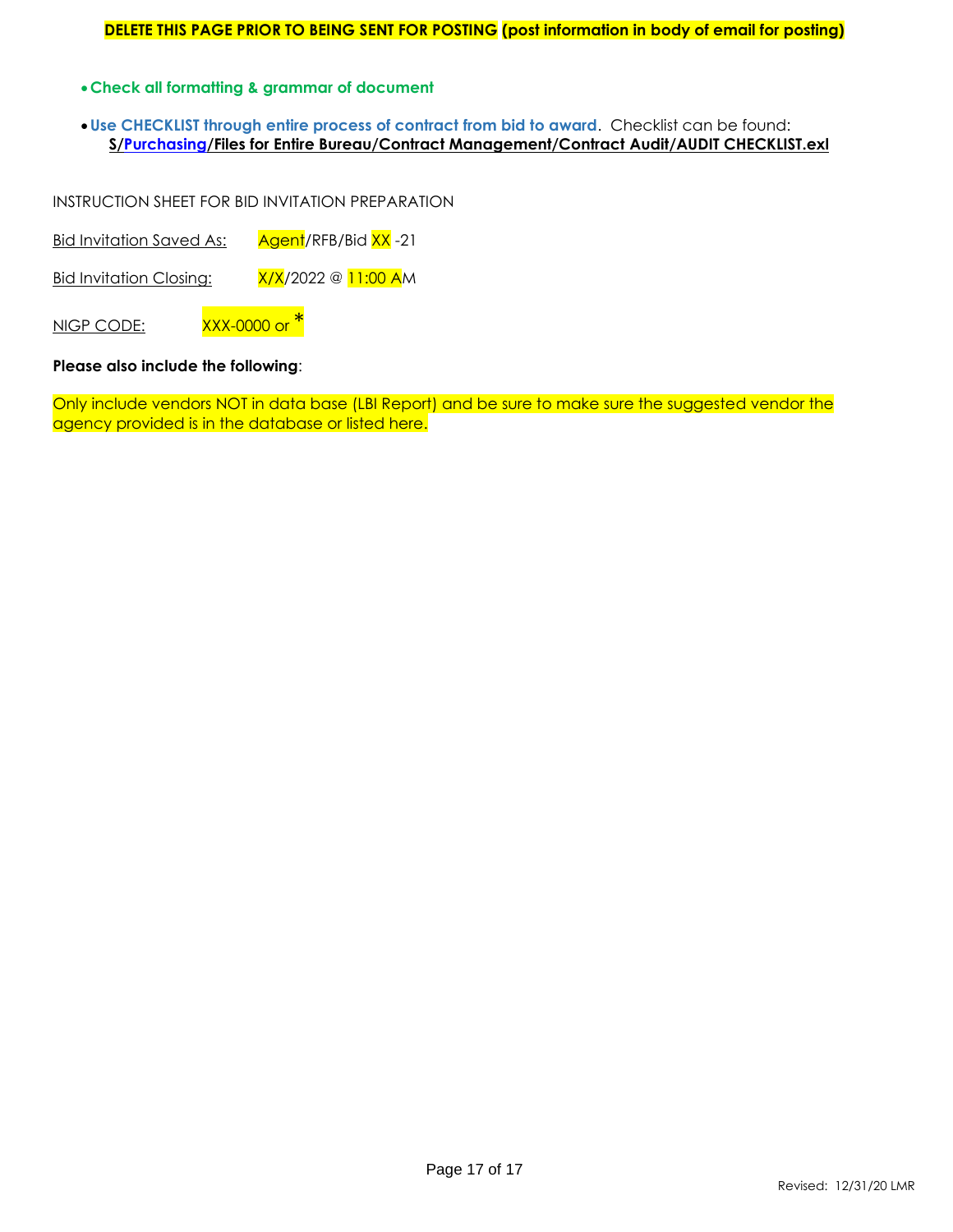**DELETE THIS PAGE PRIOR TO BEING SENT FOR POSTING (post information in body of email for posting)**

- **Check all formatting & grammar of document**
- **Use CHECKLIST through entire process of contract from bid to award**. Checklist can be found: **S/Purchasing/Files for Entire Bureau/Contract Management/Contract Audit/AUDIT CHECKLIST.exl**

INSTRUCTION SHEET FOR BID INVITATION PREPARATION

Bid Invitation Saved As: Agent/RFB/Bid XX -21

Bid Invitation Closing: X/X/2022 @ 11:00 AM

NIGP CODE: XXX-0000 or *

**Please also include the following**:

Only include vendors NOT in data base (LBI Report) and be sure to make sure the suggested vendor the agency provided is in the database or listed here.

Revised: 12/31/20 LMR